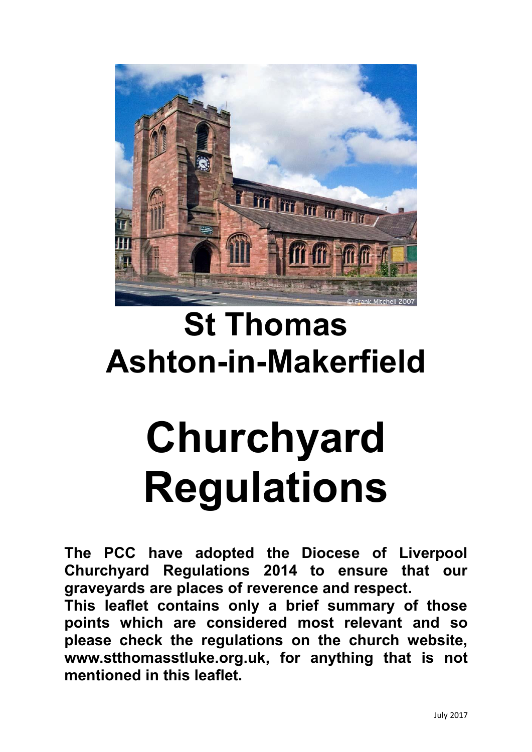# St Thomas Ashton-in-Makerfield

# Churchyard Regulations

**The PCC have adopted the Diocese of Liverpool Churchyard Regulations 2014 to ensure that our graveyards are places of reverence and respect.**

**This leaflet contains only a brief summary of those points which are considered most relevant and so please check the regulations on the church website, www.stthomasstluke.org.uk, for anything that is not mentioned in this leaflet.**

July 2017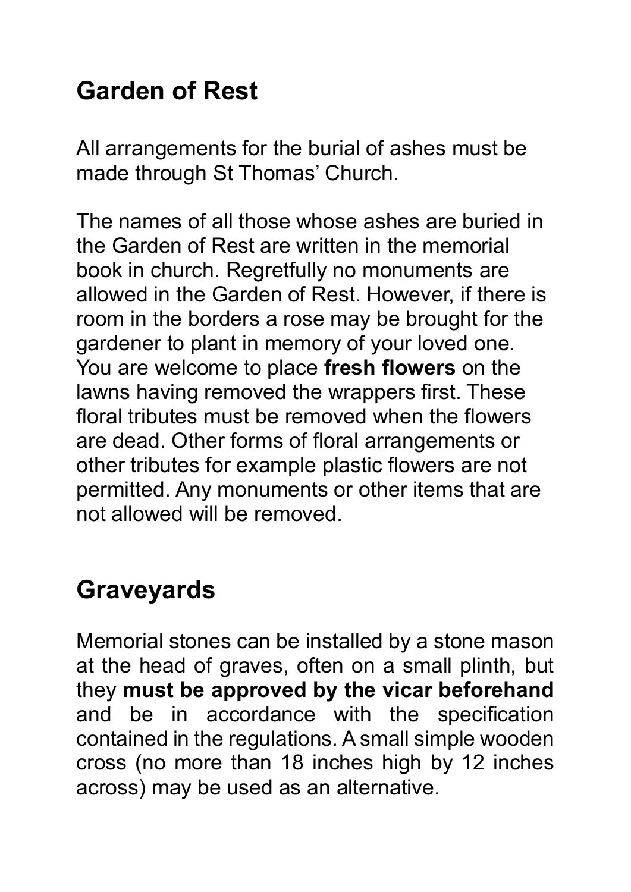## Garden of Rest

All arrangements for the burial of ashes must be made through St Thomas' Church.

The names of all those whose ashes are buried in the Garden of Rest are written in the memorial book in church. Regretfully no monuments are allowed in the Garden of Rest. However, if there is room in the borders a rose may be brought for the gardener to plant in memory of your loved one. You are welcome to place **fresh flowers** on the lawns having removed the wrappers first. These floral tributes must be removed when the flowers are dead. Other forms of floral arrangements or other tributes for example plastic flowers are not permitted. Any monuments or other items that are not allowed will be removed.

## Graveyards

Memorial stones can be installed by a stone mason at the head of graves, often on a small plinth, but they **must be approved by the vicar beforehand** and be in accordance with the specification contained in the regulations. A small simple wooden cross (no more than 18 inches high by 12 inches across) may be used as an alternative.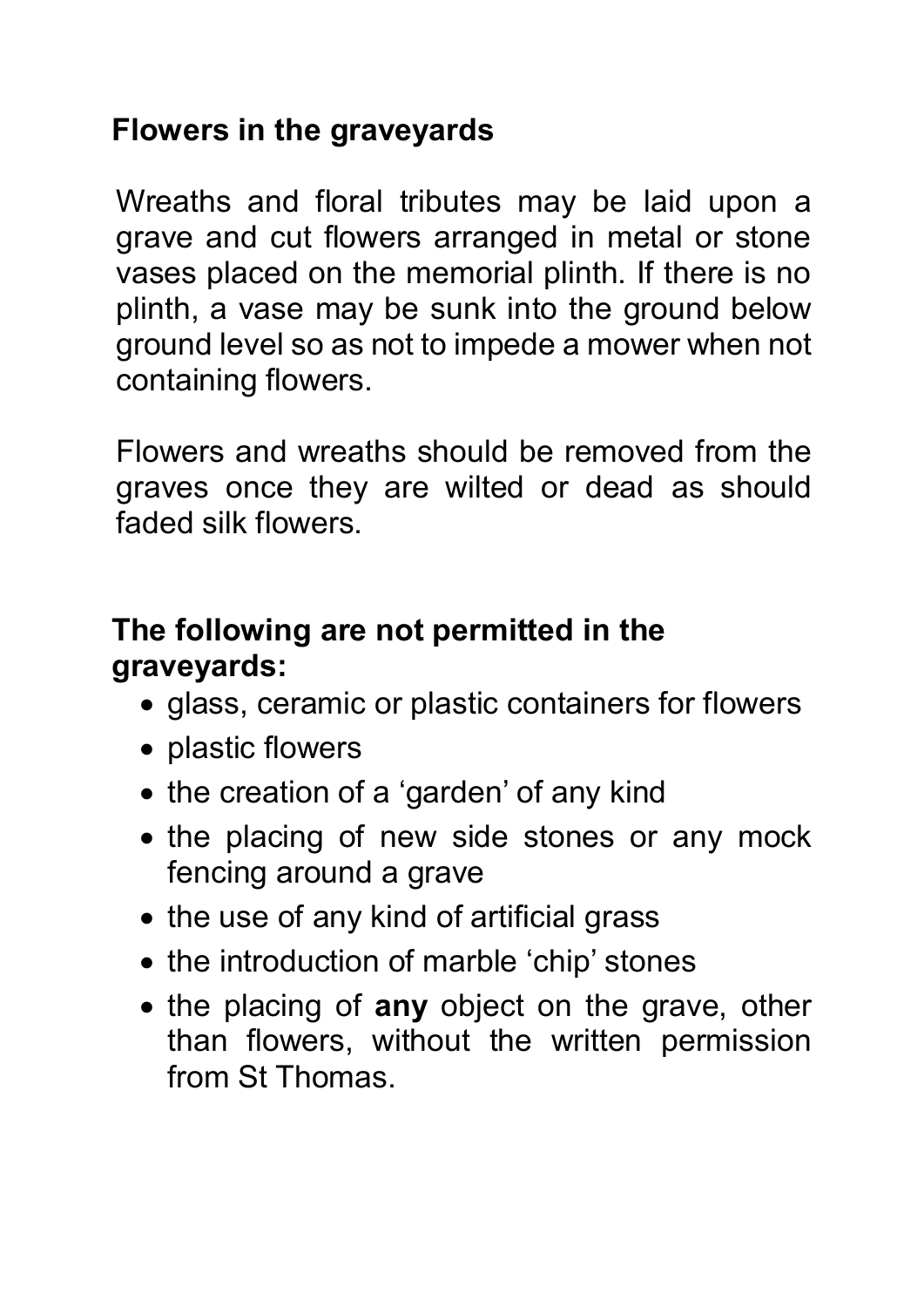## Flowers in the graveyards

Wreaths and floral tributes may be laid upon a grave and cut flowers arranged in metal or stone vases placed on the memorial plinth. If there is no plinth, a vase may be sunk into the ground below ground level so as not to impede a mower when not containing flowers.

Flowers and wreaths should be removed from the graves once they are wilted or dead as should faded silk flowers.

## The following are not permitted in the graveyards:

- glass, ceramic or plastic containers for flowers
- plastic flowers
- the creation of a 'garden' of any kind
- the placing of new side stones or any mock fencing around a grave
- the use of any kind of artificial grass
- the introduction of marble 'chip' stones
- the placing of **any** object on the grave, other than flowers, without the written permission from St Thomas.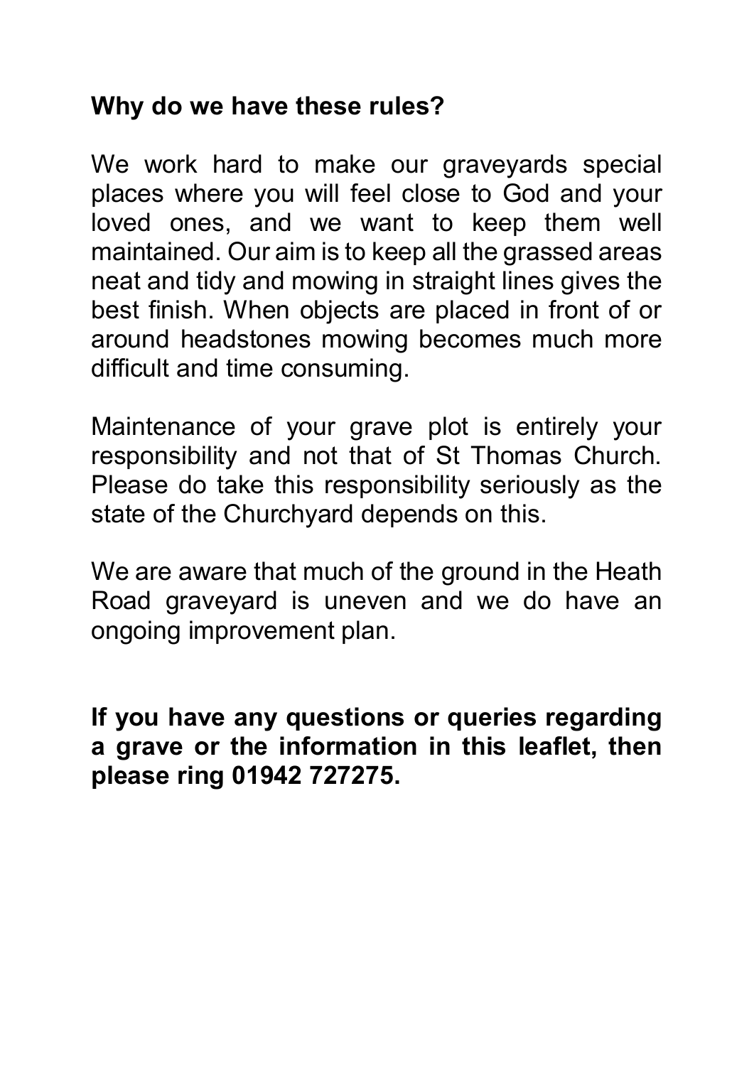**Why do we have these rules?**

We work hard to make our graveyards special places where you will feel close to God and your loved ones, and we want to keep them well maintained. Our aim is to keep all the grassed areas neat and tidy and mowing in straight lines gives the best finish. When objects are placed in front of or around headstones mowing becomes much more difficult and time consuming.

Maintenance of your grave plot is entirely your responsibility and not that of St Thomas Church. Please do take this responsibility seriously as the state of the Churchyard depends on this.

We are aware that much of the ground in the Heath Road graveyard is uneven and we do have an ongoing improvement plan.

**If you have any questions or queries regarding a grave or the information in this leaflet, then please ring 01942 727275.**